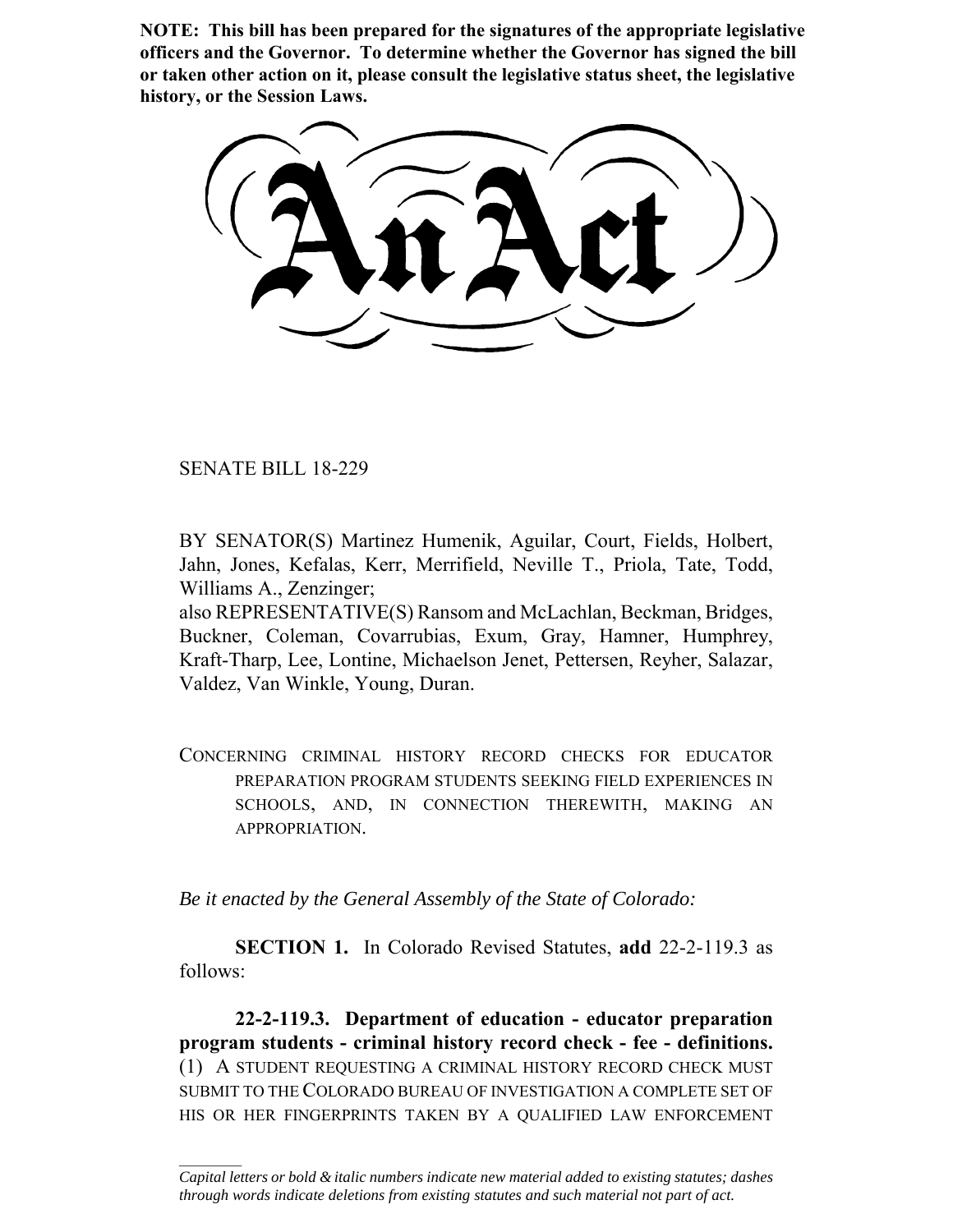**NOTE: This bill has been prepared for the signatures of the appropriate legislative officers and the Governor. To determine whether the Governor has signed the bill or taken other action on it, please consult the legislative status sheet, the legislative history, or the Session Laws.**

# An Act

SENATE BILL 18-229

BY SENATOR(S) Martinez Humenik, Aguilar, Court, Fields, Holbert, Jahn, Jones, Kefalas, Kerr, Merrifield, Neville T., Priola, Tate, Todd, Williams A., Zenzinger;
also REPRESENTATIVE(S) Ransom and McLachlan, Beckman, Bridges, Buckner, Coleman, Covarrubias, Exum, Gray, Hamner, Humphrey, Kraft-Tharp, Lee, Lontine, Michaelson Jenet, Pettersen, Reyher, Salazar, Valdez, Van Winkle, Young, Duran.

CONCERNING CRIMINAL HISTORY RECORD CHECKS FOR EDUCATOR PREPARATION PROGRAM STUDENTS SEEKING FIELD EXPERIENCES IN SCHOOLS, AND, IN CONNECTION THEREWITH, MAKING AN APPROPRIATION.

*Be it enacted by the General Assembly of the State of Colorado:*

**SECTION 1.** In Colorado Revised Statutes, **add** 22-2-119.3 as follows:

**22-2-119.3. Department of education - educator preparation program students - criminal history record check - fee - definitions.** (1) A STUDENT REQUESTING A CRIMINAL HISTORY RECORD CHECK MUST SUBMIT TO THE COLORADO BUREAU OF INVESTIGATION A COMPLETE SET OF HIS OR HER FINGERPRINTS TAKEN BY A QUALIFIED LAW ENFORCEMENT

---

*Capital letters or bold & italic numbers indicate new material added to existing statutes; dashes through words indicate deletions from existing statutes and such material not part of act.*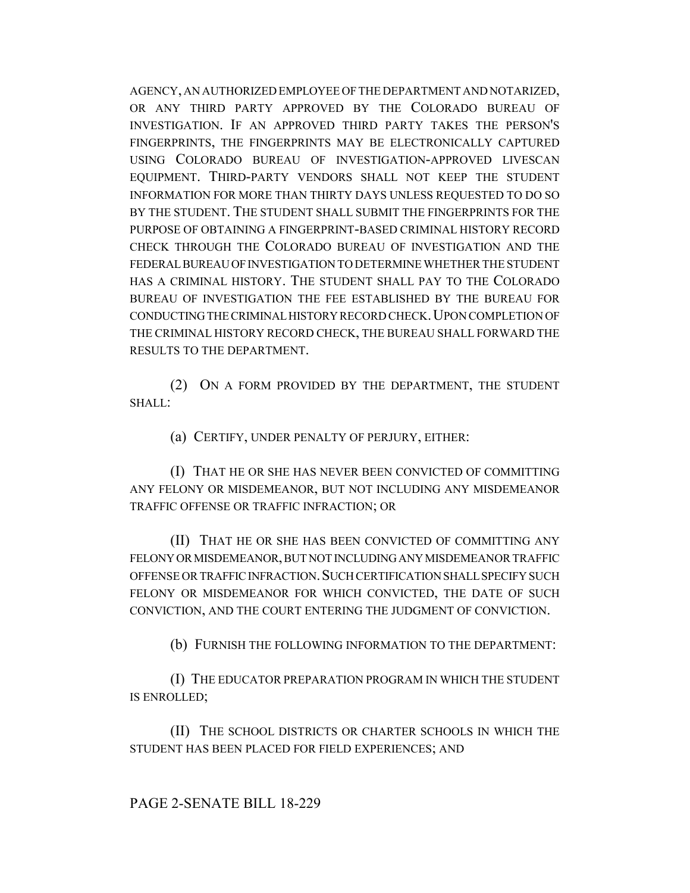AGENCY, AN AUTHORIZED EMPLOYEE OF THE DEPARTMENT AND NOTARIZED, OR ANY THIRD PARTY APPROVED BY THE COLORADO BUREAU OF INVESTIGATION. IF AN APPROVED THIRD PARTY TAKES THE PERSON'S FINGERPRINTS, THE FINGERPRINTS MAY BE ELECTRONICALLY CAPTURED USING COLORADO BUREAU OF INVESTIGATION-APPROVED LIVESCAN EQUIPMENT. THIRD-PARTY VENDORS SHALL NOT KEEP THE STUDENT INFORMATION FOR MORE THAN THIRTY DAYS UNLESS REQUESTED TO DO SO BY THE STUDENT. THE STUDENT SHALL SUBMIT THE FINGERPRINTS FOR THE PURPOSE OF OBTAINING A FINGERPRINT-BASED CRIMINAL HISTORY RECORD CHECK THROUGH THE COLORADO BUREAU OF INVESTIGATION AND THE FEDERAL BUREAU OF INVESTIGATION TO DETERMINE WHETHER THE STUDENT HAS A CRIMINAL HISTORY. THE STUDENT SHALL PAY TO THE COLORADO BUREAU OF INVESTIGATION THE FEE ESTABLISHED BY THE BUREAU FOR CONDUCTING THE CRIMINAL HISTORY RECORD CHECK. UPON COMPLETION OF THE CRIMINAL HISTORY RECORD CHECK, THE BUREAU SHALL FORWARD THE RESULTS TO THE DEPARTMENT.

(2) ON A FORM PROVIDED BY THE DEPARTMENT, THE STUDENT SHALL:

(a) CERTIFY, UNDER PENALTY OF PERJURY, EITHER:

(I) THAT HE OR SHE HAS NEVER BEEN CONVICTED OF COMMITTING ANY FELONY OR MISDEMEANOR, BUT NOT INCLUDING ANY MISDEMEANOR TRAFFIC OFFENSE OR TRAFFIC INFRACTION; OR

(II) THAT HE OR SHE HAS BEEN CONVICTED OF COMMITTING ANY FELONY OR MISDEMEANOR, BUT NOT INCLUDING ANY MISDEMEANOR TRAFFIC OFFENSE OR TRAFFIC INFRACTION. SUCH CERTIFICATION SHALL SPECIFY SUCH FELONY OR MISDEMEANOR FOR WHICH CONVICTED, THE DATE OF SUCH CONVICTION, AND THE COURT ENTERING THE JUDGMENT OF CONVICTION.

(b) FURNISH THE FOLLOWING INFORMATION TO THE DEPARTMENT:

(I) THE EDUCATOR PREPARATION PROGRAM IN WHICH THE STUDENT IS ENROLLED;

(II) THE SCHOOL DISTRICTS OR CHARTER SCHOOLS IN WHICH THE STUDENT HAS BEEN PLACED FOR FIELD EXPERIENCES; AND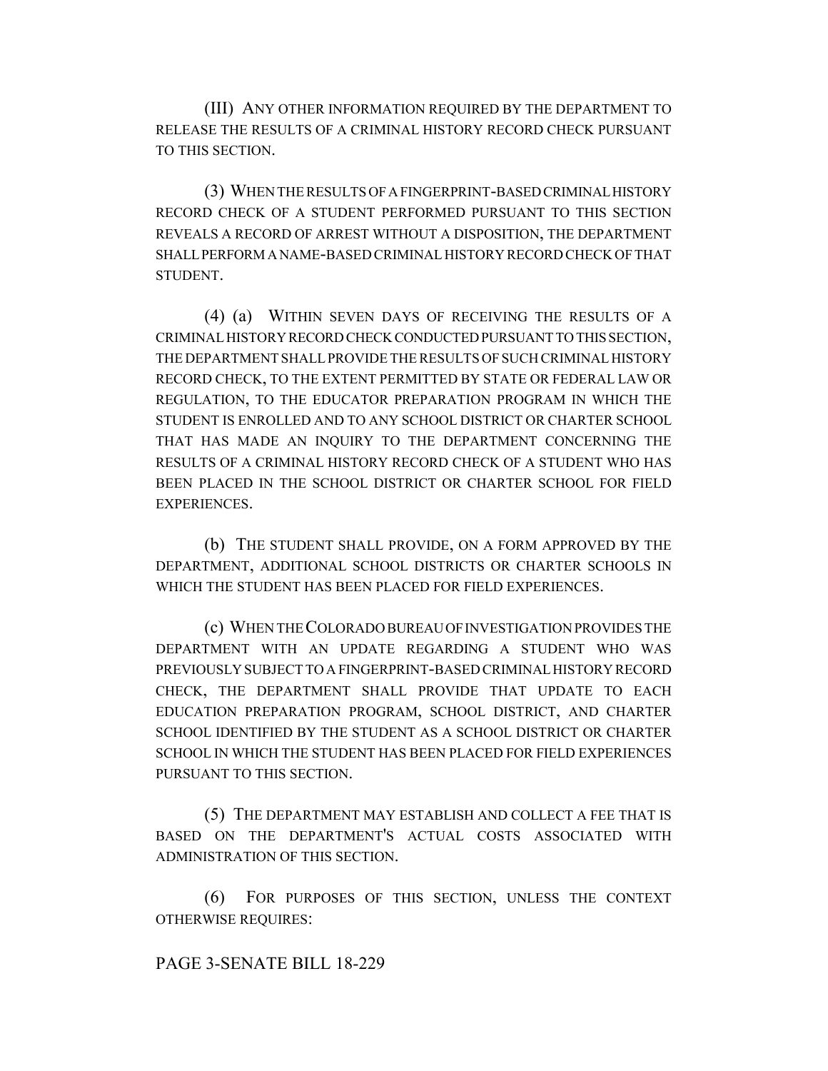(III) ANY OTHER INFORMATION REQUIRED BY THE DEPARTMENT TO RELEASE THE RESULTS OF A CRIMINAL HISTORY RECORD CHECK PURSUANT TO THIS SECTION.

(3) WHEN THE RESULTS OF A FINGERPRINT-BASED CRIMINAL HISTORY RECORD CHECK OF A STUDENT PERFORMED PURSUANT TO THIS SECTION REVEALS A RECORD OF ARREST WITHOUT A DISPOSITION, THE DEPARTMENT SHALL PERFORM A NAME-BASED CRIMINAL HISTORY RECORD CHECK OF THAT STUDENT.

(4) (a) WITHIN SEVEN DAYS OF RECEIVING THE RESULTS OF A CRIMINAL HISTORY RECORD CHECK CONDUCTED PURSUANT TO THIS SECTION, THE DEPARTMENT SHALL PROVIDE THE RESULTS OF SUCH CRIMINAL HISTORY RECORD CHECK, TO THE EXTENT PERMITTED BY STATE OR FEDERAL LAW OR REGULATION, TO THE EDUCATOR PREPARATION PROGRAM IN WHICH THE STUDENT IS ENROLLED AND TO ANY SCHOOL DISTRICT OR CHARTER SCHOOL THAT HAS MADE AN INQUIRY TO THE DEPARTMENT CONCERNING THE RESULTS OF A CRIMINAL HISTORY RECORD CHECK OF A STUDENT WHO HAS BEEN PLACED IN THE SCHOOL DISTRICT OR CHARTER SCHOOL FOR FIELD EXPERIENCES.

(b) THE STUDENT SHALL PROVIDE, ON A FORM APPROVED BY THE DEPARTMENT, ADDITIONAL SCHOOL DISTRICTS OR CHARTER SCHOOLS IN WHICH THE STUDENT HAS BEEN PLACED FOR FIELD EXPERIENCES.

(c) WHEN THE COLORADO BUREAU OF INVESTIGATION PROVIDES THE DEPARTMENT WITH AN UPDATE REGARDING A STUDENT WHO WAS PREVIOUSLY SUBJECT TO A FINGERPRINT-BASED CRIMINAL HISTORY RECORD CHECK, THE DEPARTMENT SHALL PROVIDE THAT UPDATE TO EACH EDUCATION PREPARATION PROGRAM, SCHOOL DISTRICT, AND CHARTER SCHOOL IDENTIFIED BY THE STUDENT AS A SCHOOL DISTRICT OR CHARTER SCHOOL IN WHICH THE STUDENT HAS BEEN PLACED FOR FIELD EXPERIENCES PURSUANT TO THIS SECTION.

(5) THE DEPARTMENT MAY ESTABLISH AND COLLECT A FEE THAT IS BASED ON THE DEPARTMENT'S ACTUAL COSTS ASSOCIATED WITH ADMINISTRATION OF THIS SECTION.

(6) FOR PURPOSES OF THIS SECTION, UNLESS THE CONTEXT OTHERWISE REQUIRES: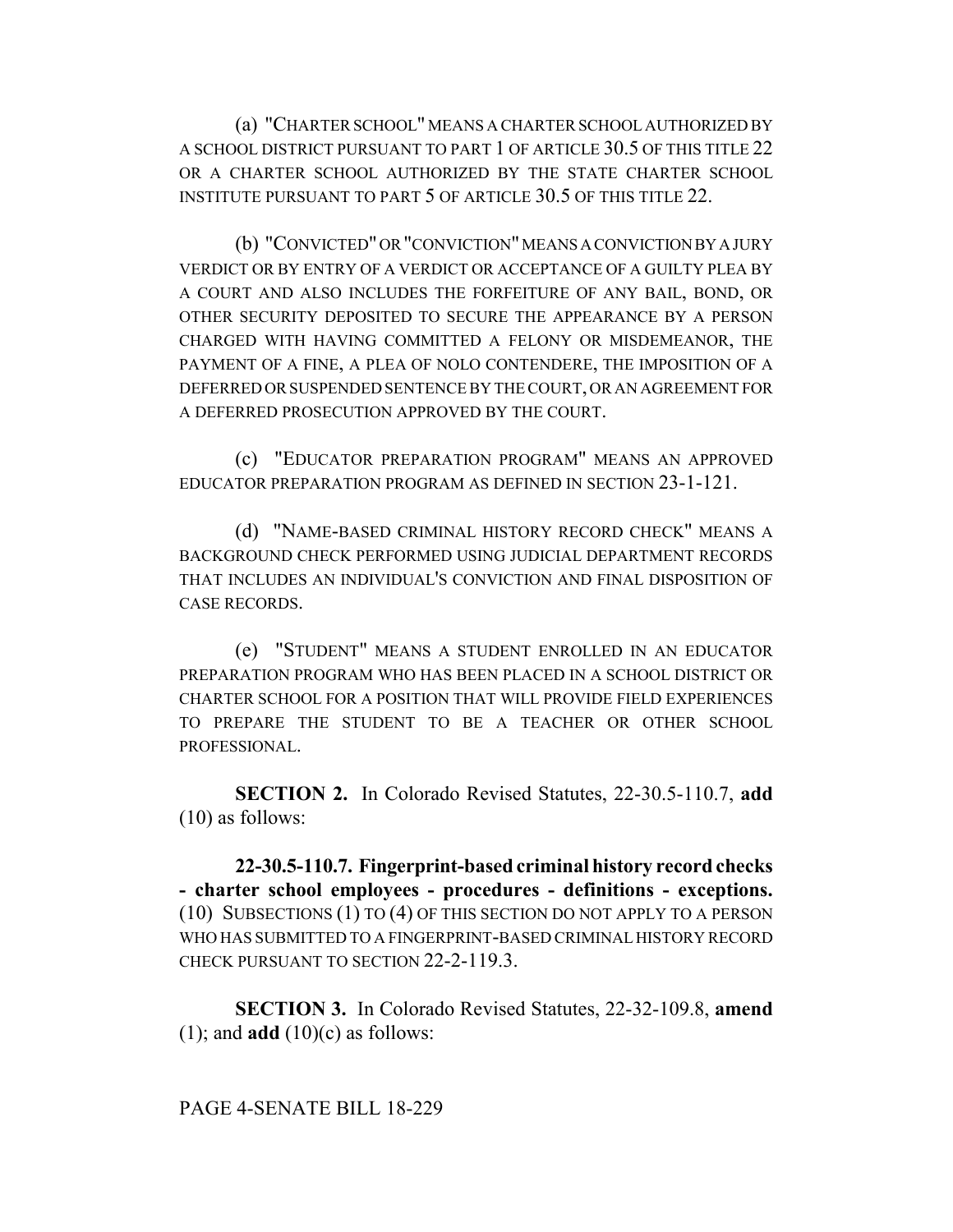(a) "CHARTER SCHOOL" MEANS A CHARTER SCHOOL AUTHORIZED BY A SCHOOL DISTRICT PURSUANT TO PART 1 OF ARTICLE 30.5 OF THIS TITLE 22 OR A CHARTER SCHOOL AUTHORIZED BY THE STATE CHARTER SCHOOL INSTITUTE PURSUANT TO PART 5 OF ARTICLE 30.5 OF THIS TITLE 22.

(b) "CONVICTED" OR "CONVICTION" MEANS A CONVICTION BY A JURY VERDICT OR BY ENTRY OF A VERDICT OR ACCEPTANCE OF A GUILTY PLEA BY A COURT AND ALSO INCLUDES THE FORFEITURE OF ANY BAIL, BOND, OR OTHER SECURITY DEPOSITED TO SECURE THE APPEARANCE BY A PERSON CHARGED WITH HAVING COMMITTED A FELONY OR MISDEMEANOR, THE PAYMENT OF A FINE, A PLEA OF NOLO CONTENDERE, THE IMPOSITION OF A DEFERRED OR SUSPENDED SENTENCE BY THE COURT, OR AN AGREEMENT FOR A DEFERRED PROSECUTION APPROVED BY THE COURT.

(c) "EDUCATOR PREPARATION PROGRAM" MEANS AN APPROVED EDUCATOR PREPARATION PROGRAM AS DEFINED IN SECTION 23-1-121.

(d) "NAME-BASED CRIMINAL HISTORY RECORD CHECK" MEANS A BACKGROUND CHECK PERFORMED USING JUDICIAL DEPARTMENT RECORDS THAT INCLUDES AN INDIVIDUAL'S CONVICTION AND FINAL DISPOSITION OF CASE RECORDS.

(e) "STUDENT" MEANS A STUDENT ENROLLED IN AN EDUCATOR PREPARATION PROGRAM WHO HAS BEEN PLACED IN A SCHOOL DISTRICT OR CHARTER SCHOOL FOR A POSITION THAT WILL PROVIDE FIELD EXPERIENCES TO PREPARE THE STUDENT TO BE A TEACHER OR OTHER SCHOOL PROFESSIONAL.

**SECTION 2.** In Colorado Revised Statutes, 22-30.5-110.7, **add** (10) as follows:

**22-30.5-110.7. Fingerprint-based criminal history record checks - charter school employees - procedures - definitions - exceptions.** (10) SUBSECTIONS (1) TO (4) OF THIS SECTION DO NOT APPLY TO A PERSON WHO HAS SUBMITTED TO A FINGERPRINT-BASED CRIMINAL HISTORY RECORD CHECK PURSUANT TO SECTION 22-2-119.3.

**SECTION 3.** In Colorado Revised Statutes, 22-32-109.8, **amend** (1); and **add** (10)(c) as follows: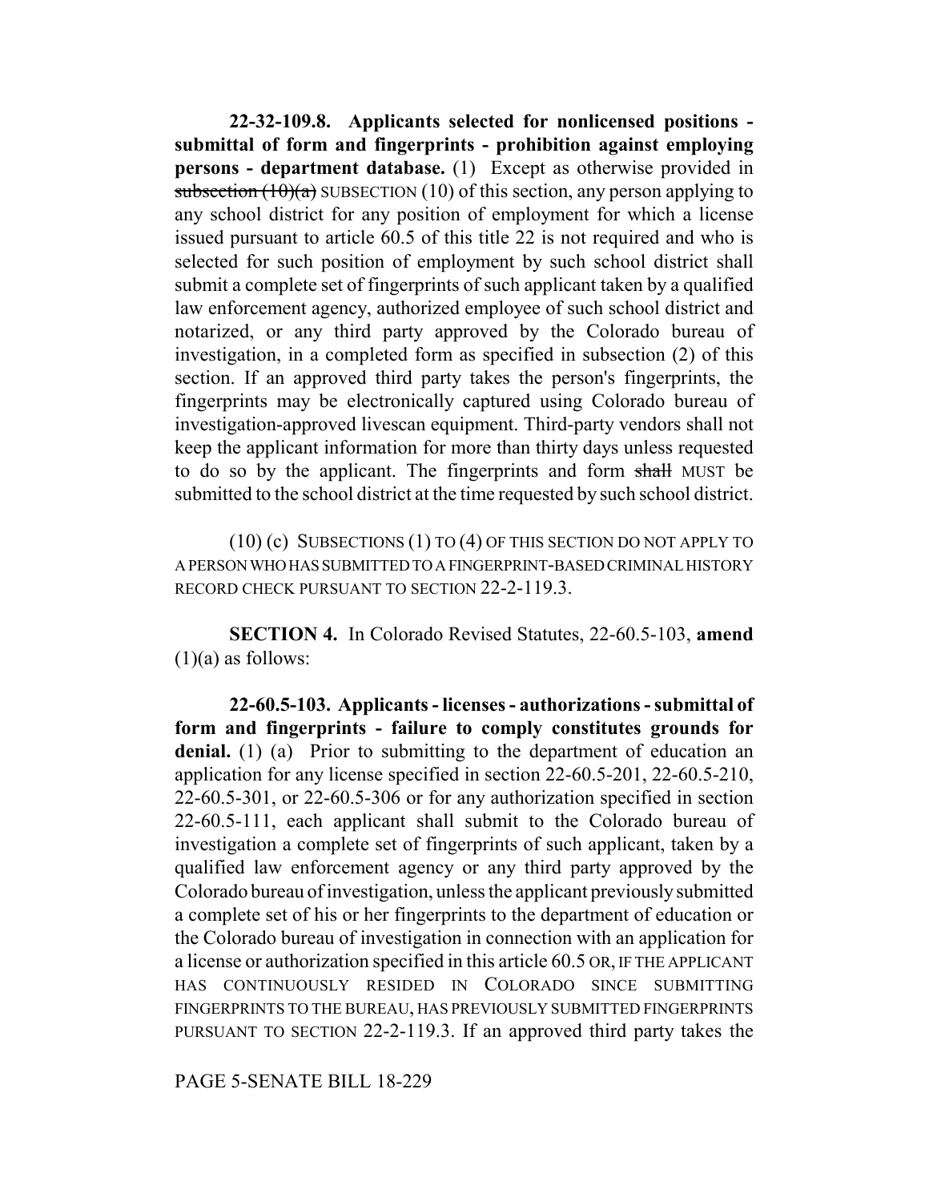**22-32-109.8. Applicants selected for nonlicensed positions - submittal of form and fingerprints - prohibition against employing persons - department database.** (1) Except as otherwise provided in ~~subsection (10)(a)~~ SUBSECTION (10) of this section, any person applying to any school district for any position of employment for which a license issued pursuant to article 60.5 of this title 22 is not required and who is selected for such position of employment by such school district shall submit a complete set of fingerprints of such applicant taken by a qualified law enforcement agency, authorized employee of such school district and notarized, or any third party approved by the Colorado bureau of investigation, in a completed form as specified in subsection (2) of this section. If an approved third party takes the person's fingerprints, the fingerprints may be electronically captured using Colorado bureau of investigation-approved livescan equipment. Third-party vendors shall not keep the applicant information for more than thirty days unless requested to do so by the applicant. The fingerprints and form ~~shall~~ MUST be submitted to the school district at the time requested by such school district.

(10) (c) SUBSECTIONS (1) TO (4) OF THIS SECTION DO NOT APPLY TO A PERSON WHO HAS SUBMITTED TO A FINGERPRINT-BASED CRIMINAL HISTORY RECORD CHECK PURSUANT TO SECTION 22-2-119.3.

**SECTION 4.** In Colorado Revised Statutes, 22-60.5-103, **amend** (1)(a) as follows:

**22-60.5-103. Applicants - licenses - authorizations - submittal of form and fingerprints - failure to comply constitutes grounds for denial.** (1) (a) Prior to submitting to the department of education an application for any license specified in section 22-60.5-201, 22-60.5-210, 22-60.5-301, or 22-60.5-306 or for any authorization specified in section 22-60.5-111, each applicant shall submit to the Colorado bureau of investigation a complete set of fingerprints of such applicant, taken by a qualified law enforcement agency or any third party approved by the Colorado bureau of investigation, unless the applicant previously submitted a complete set of his or her fingerprints to the department of education or the Colorado bureau of investigation in connection with an application for a license or authorization specified in this article 60.5 OR, IF THE APPLICANT HAS CONTINUOUSLY RESIDED IN COLORADO SINCE SUBMITTING FINGERPRINTS TO THE BUREAU, HAS PREVIOUSLY SUBMITTED FINGERPRINTS PURSUANT TO SECTION 22-2-119.3. If an approved third party takes the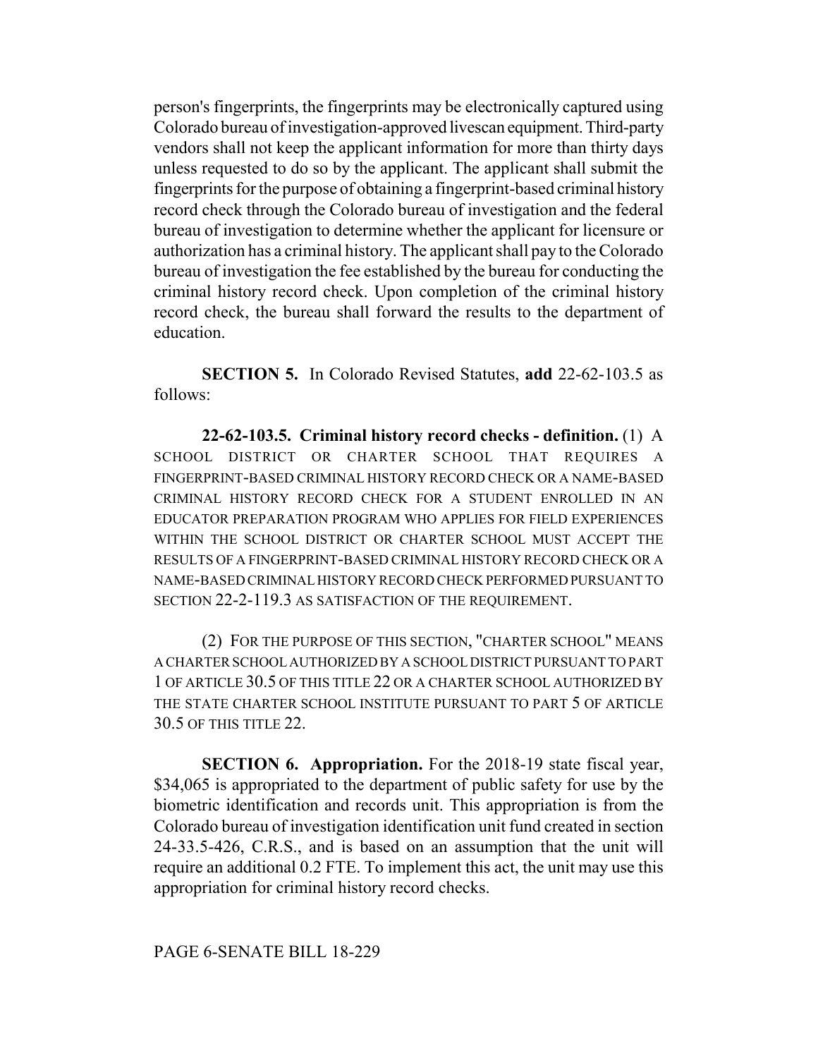person's fingerprints, the fingerprints may be electronically captured using Colorado bureau of investigation-approved livescan equipment. Third-party vendors shall not keep the applicant information for more than thirty days unless requested to do so by the applicant. The applicant shall submit the fingerprints for the purpose of obtaining a fingerprint-based criminal history record check through the Colorado bureau of investigation and the federal bureau of investigation to determine whether the applicant for licensure or authorization has a criminal history. The applicant shall pay to the Colorado bureau of investigation the fee established by the bureau for conducting the criminal history record check. Upon completion of the criminal history record check, the bureau shall forward the results to the department of education.

**SECTION 5.** In Colorado Revised Statutes, **add** 22-62-103.5 as follows:

**22-62-103.5. Criminal history record checks - definition.** (1) A SCHOOL DISTRICT OR CHARTER SCHOOL THAT REQUIRES A FINGERPRINT-BASED CRIMINAL HISTORY RECORD CHECK OR A NAME-BASED CRIMINAL HISTORY RECORD CHECK FOR A STUDENT ENROLLED IN AN EDUCATOR PREPARATION PROGRAM WHO APPLIES FOR FIELD EXPERIENCES WITHIN THE SCHOOL DISTRICT OR CHARTER SCHOOL MUST ACCEPT THE RESULTS OF A FINGERPRINT-BASED CRIMINAL HISTORY RECORD CHECK OR A NAME-BASED CRIMINAL HISTORY RECORD CHECK PERFORMED PURSUANT TO SECTION 22-2-119.3 AS SATISFACTION OF THE REQUIREMENT.

(2) FOR THE PURPOSE OF THIS SECTION, "CHARTER SCHOOL" MEANS A CHARTER SCHOOL AUTHORIZED BY A SCHOOL DISTRICT PURSUANT TO PART 1 OF ARTICLE 30.5 OF THIS TITLE 22 OR A CHARTER SCHOOL AUTHORIZED BY THE STATE CHARTER SCHOOL INSTITUTE PURSUANT TO PART 5 OF ARTICLE 30.5 OF THIS TITLE 22.

**SECTION 6. Appropriation.** For the 2018-19 state fiscal year, $34,065 is appropriated to the department of public safety for use by the biometric identification and records unit. This appropriation is from the Colorado bureau of investigation identification unit fund created in section 24-33.5-426, C.R.S., and is based on an assumption that the unit will require an additional 0.2 FTE. To implement this act, the unit may use this appropriation for criminal history record checks.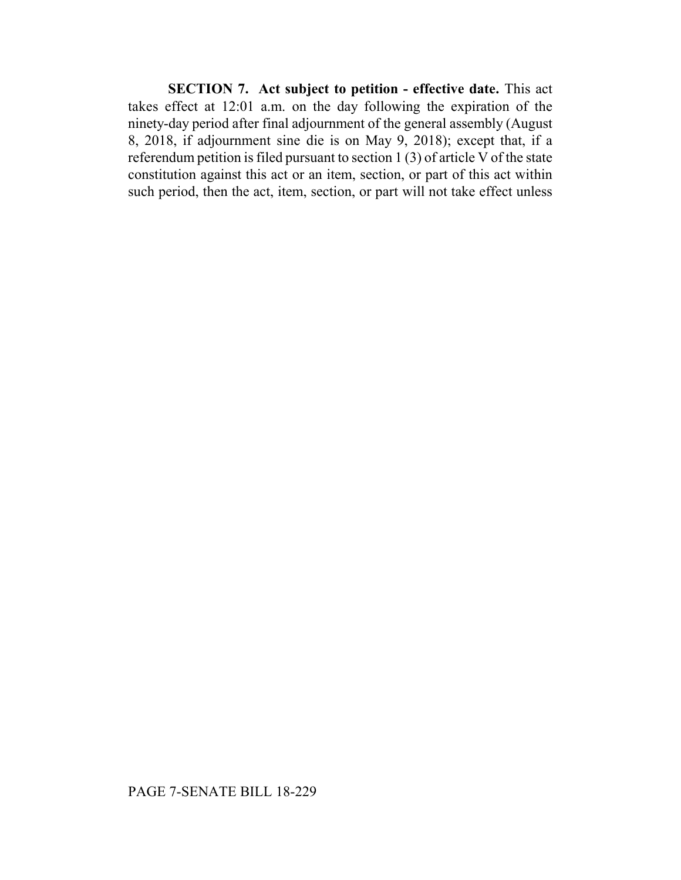**SECTION 7. Act subject to petition - effective date.** This act takes effect at 12:01 a.m. on the day following the expiration of the ninety-day period after final adjournment of the general assembly (August 8, 2018, if adjournment sine die is on May 9, 2018); except that, if a referendum petition is filed pursuant to section 1 (3) of article V of the state constitution against this act or an item, section, or part of this act within such period, then the act, item, section, or part will not take effect unless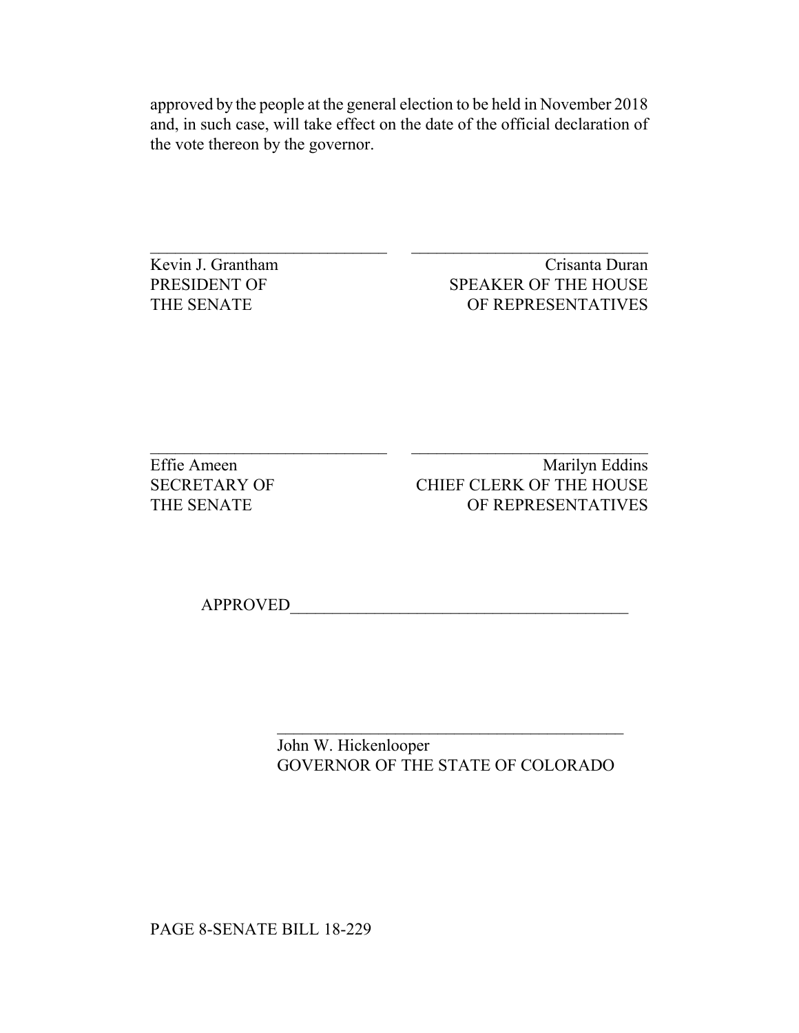approved by the people at the general election to be held in November 2018 and, in such case, will take effect on the date of the official declaration of the vote thereon by the governor.

\_\_\_\_\_\_\_\_\_\_\_\_\_\_\_\_\_\_\_\_\_\_\_\_\_\_\_\_
Kevin J. Grantham
PRESIDENT OF
THE SENATE

\_\_\_\_\_\_\_\_\_\_\_\_\_\_\_\_\_\_\_\_\_\_\_\_\_\_\_\_
Crisanta Duran
SPEAKER OF THE HOUSE
OF REPRESENTATIVES

\_\_\_\_\_\_\_\_\_\_\_\_\_\_\_\_\_\_\_\_\_\_\_\_\_\_\_\_
Effie Ameen
SECRETARY OF
THE SENATE

\_\_\_\_\_\_\_\_\_\_\_\_\_\_\_\_\_\_\_\_\_\_\_\_\_\_\_\_
Marilyn Eddins
CHIEF CLERK OF THE HOUSE
OF REPRESENTATIVES

APPROVED\_\_\_\_\_\_\_\_\_\_\_\_\_\_\_\_\_\_\_\_\_\_\_\_\_\_\_\_\_\_\_\_\_\_\_\_\_\_\_\_

\_\_\_\_\_\_\_\_\_\_\_\_\_\_\_\_\_\_\_\_\_\_\_\_\_\_\_\_\_\_\_\_\_\_\_\_\_\_\_\_\_\_
John W. Hickenlooper
GOVERNOR OF THE STATE OF COLORADO

PAGE 8-SENATE BILL 18-229